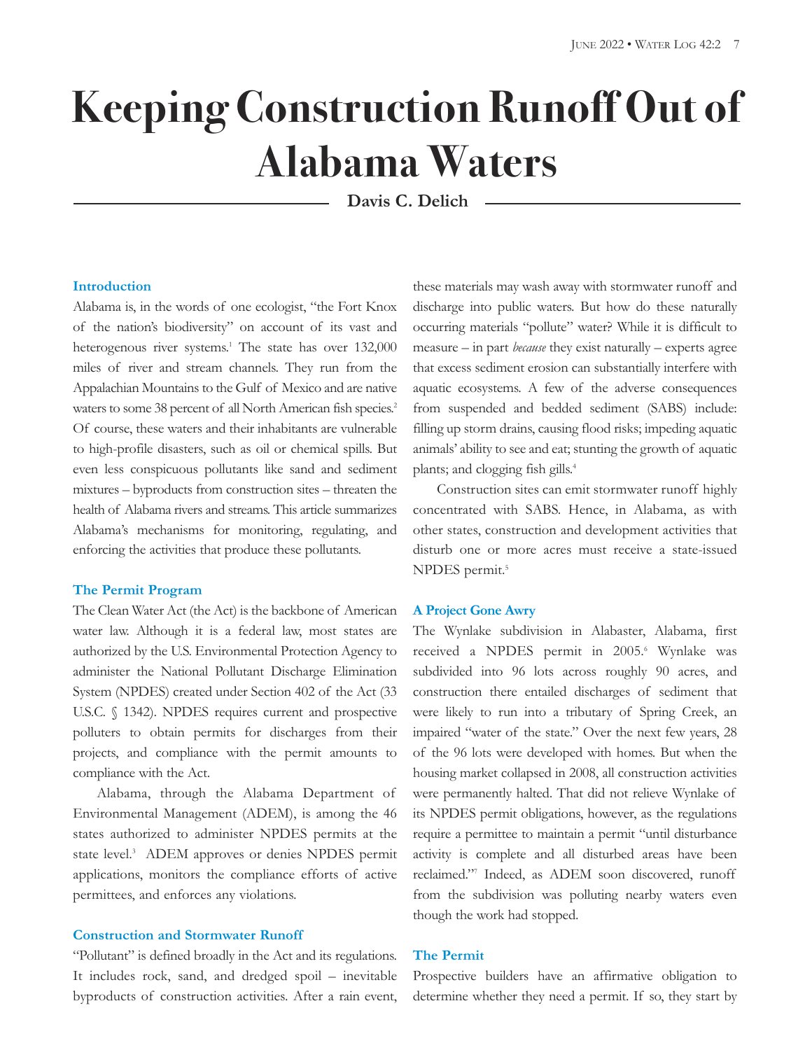# Keeping Construction Runoff Out of Alabama Waters

**Davis C. Delich**

## Introduction

Alabama is, in the words of one ecologist, "the Fort Knox of the nation's biodiversity" on account of its vast and heterogenous river systems.[1] The state has over 132,000 miles of river and stream channels. They run from the Appalachian Mountains to the Gulf of Mexico and are native waters to some 38 percent of all North American fish species.[2] Of course, these waters and their inhabitants are vulnerable to high-profile disasters, such as oil or chemical spills. But even less conspicuous pollutants like sand and sediment mixtures – byproducts from construction sites – threaten the health of Alabama rivers and streams. This article summarizes Alabama's mechanisms for monitoring, regulating, and enforcing the activities that produce these pollutants.

## The Permit Program

The Clean Water Act (the Act) is the backbone of American water law. Although it is a federal law, most states are authorized by the U.S. Environmental Protection Agency to administer the National Pollutant Discharge Elimination System (NPDES) created under Section 402 of the Act (33 U.S.C. § 1342). NPDES requires current and prospective polluters to obtain permits for discharges from their projects, and compliance with the permit amounts to compliance with the Act.

Alabama, through the Alabama Department of Environmental Management (ADEM), is among the 46 states authorized to administer NPDES permits at the state level.[3] ADEM approves or denies NPDES permit applications, monitors the compliance efforts of active permittees, and enforces any violations.

## Construction and Stormwater Runoff

"Pollutant" is defined broadly in the Act and its regulations. It includes rock, sand, and dredged spoil – inevitable byproducts of construction activities. After a rain event, these materials may wash away with stormwater runoff and discharge into public waters. But how do these naturally occurring materials "pollute" water? While it is difficult to measure – in part *because* they exist naturally – experts agree that excess sediment erosion can substantially interfere with aquatic ecosystems. A few of the adverse consequences from suspended and bedded sediment (SABS) include: filling up storm drains, causing flood risks; impeding aquatic animals' ability to see and eat; stunting the growth of aquatic plants; and clogging fish gills.[4]

Construction sites can emit stormwater runoff highly concentrated with SABS. Hence, in Alabama, as with other states, construction and development activities that disturb one or more acres must receive a state-issued NPDES permit.[5]

## A Project Gone Awry

The Wynlake subdivision in Alabaster, Alabama, first received a NPDES permit in 2005.[6] Wynlake was subdivided into 96 lots across roughly 90 acres, and construction there entailed discharges of sediment that were likely to run into a tributary of Spring Creek, an impaired "water of the state." Over the next few years, 28 of the 96 lots were developed with homes. But when the housing market collapsed in 2008, all construction activities were permanently halted. That did not relieve Wynlake of its NPDES permit obligations, however, as the regulations require a permittee to maintain a permit "until disturbance activity is complete and all disturbed areas have been reclaimed."[7] Indeed, as ADEM soon discovered, runoff from the subdivision was polluting nearby waters even though the work had stopped.

## The Permit

Prospective builders have an affirmative obligation to determine whether they need a permit. If so, they start by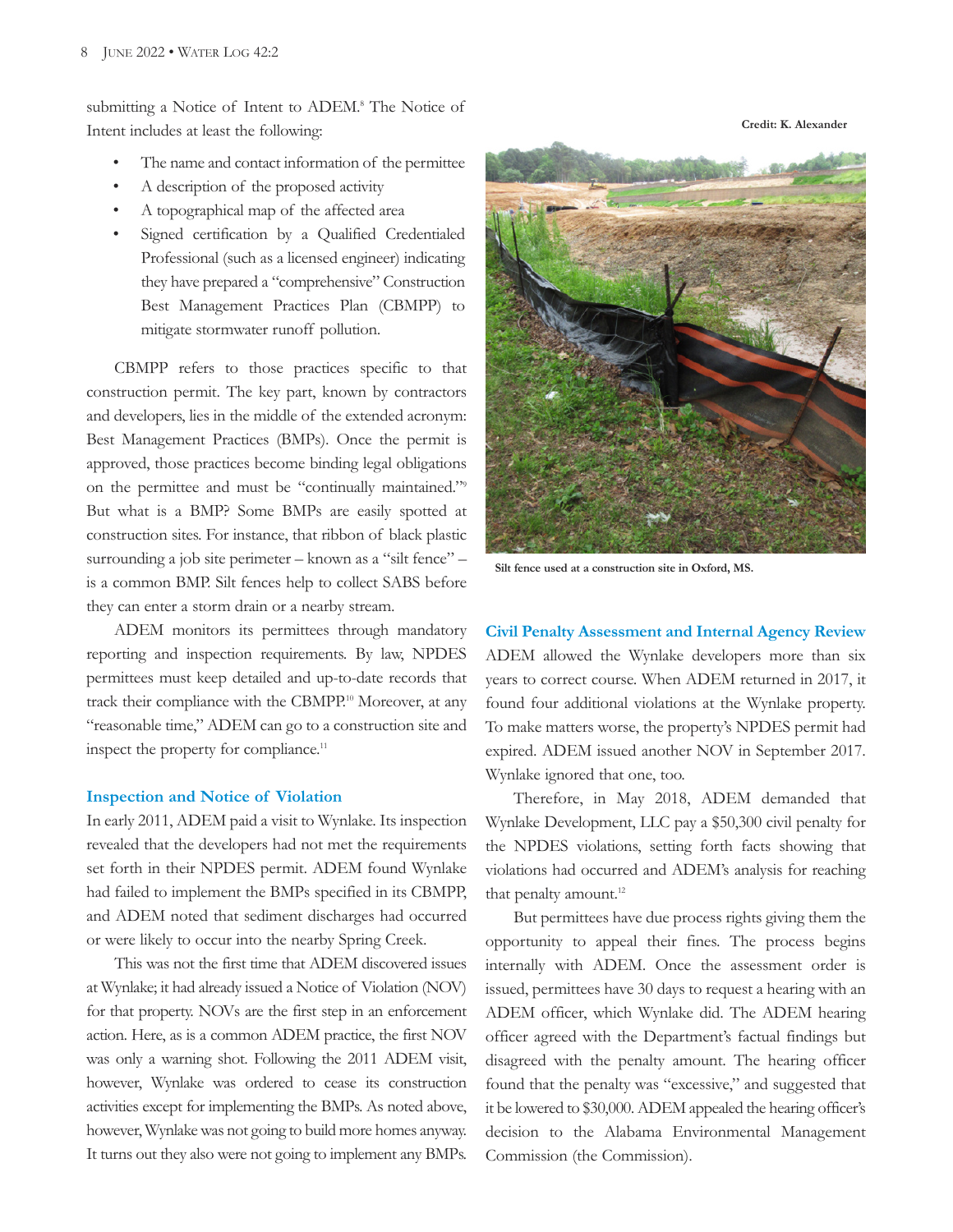submitting a Notice of Intent to ADEM.[8] The Notice of Intent includes at least the following:

- The name and contact information of the permittee
- A description of the proposed activity
- A topographical map of the affected area
- Signed certification by a Qualified Credentialed Professional (such as a licensed engineer) indicating they have prepared a "comprehensive" Construction Best Management Practices Plan (CBMPP) to mitigate stormwater runoff pollution.

CBMPP refers to those practices specific to that construction permit. The key part, known by contractors and developers, lies in the middle of the extended acronym: Best Management Practices (BMPs). Once the permit is approved, those practices become binding legal obligations on the permittee and must be "continually maintained."[9] But what is a BMP? Some BMPs are easily spotted at construction sites. For instance, that ribbon of black plastic surrounding a job site perimeter – known as a "silt fence" – is a common BMP. Silt fences help to collect SABS before they can enter a storm drain or a nearby stream.

ADEM monitors its permittees through mandatory reporting and inspection requirements. By law, NPDES permittees must keep detailed and up-to-date records that track their compliance with the CBMPP.[10] Moreover, at any "reasonable time," ADEM can go to a construction site and inspect the property for compliance.[11]

### Inspection and Notice of Violation

In early 2011, ADEM paid a visit to Wynlake. Its inspection revealed that the developers had not met the requirements set forth in their NPDES permit. ADEM found Wynlake had failed to implement the BMPs specified in its CBMPP, and ADEM noted that sediment discharges had occurred or were likely to occur into the nearby Spring Creek.

This was not the first time that ADEM discovered issues at Wynlake; it had already issued a Notice of Violation (NOV) for that property. NOVs are the first step in an enforcement action. Here, as is a common ADEM practice, the first NOV was only a warning shot. Following the 2011 ADEM visit, however, Wynlake was ordered to cease its construction activities except for implementing the BMPs. As noted above, however, Wynlake was not going to build more homes anyway. It turns out they also were not going to implement any BMPs.

Credit: K. Alexander

Silt fence used at a construction site in Oxford, MS.

### Civil Penalty Assessment and Internal Agency Review

ADEM allowed the Wynlake developers more than six years to correct course. When ADEM returned in 2017, it found four additional violations at the Wynlake property. To make matters worse, the property's NPDES permit had expired. ADEM issued another NOV in September 2017. Wynlake ignored that one, too.

Therefore, in May 2018, ADEM demanded that Wynlake Development, LLC pay a $50,300 civil penalty for the NPDES violations, setting forth facts showing that violations had occurred and ADEM's analysis for reaching that penalty amount.[12]

But permittees have due process rights giving them the opportunity to appeal their fines. The process begins internally with ADEM. Once the assessment order is issued, permittees have 30 days to request a hearing with an ADEM officer, which Wynlake did. The ADEM hearing officer agreed with the Department's factual findings but disagreed with the penalty amount. The hearing officer found that the penalty was "excessive," and suggested that it be lowered to $30,000. ADEM appealed the hearing officer's decision to the Alabama Environmental Management Commission (the Commission).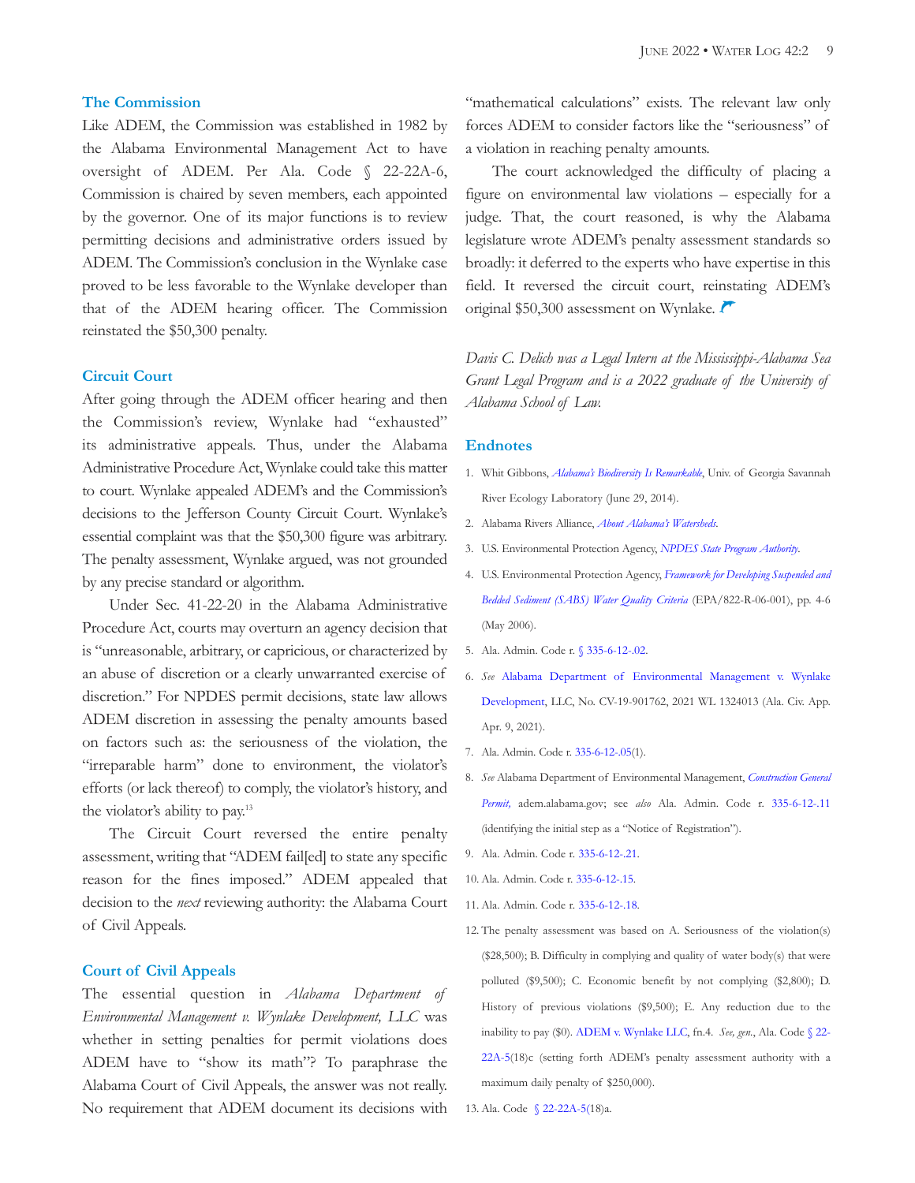### The Commission

Like ADEM, the Commission was established in 1982 by the Alabama Environmental Management Act to have oversight of ADEM. Per Ala. Code § 22-22A-6, Commission is chaired by seven members, each appointed by the governor. One of its major functions is to review permitting decisions and administrative orders issued by ADEM. The Commission's conclusion in the Wynlake case proved to be less favorable to the Wynlake developer than that of the ADEM hearing officer. The Commission reinstated the $50,300 penalty.

### Circuit Court

After going through the ADEM officer hearing and then the Commission's review, Wynlake had "exhausted" its administrative appeals. Thus, under the Alabama Administrative Procedure Act, Wynlake could take this matter to court. Wynlake appealed ADEM's and the Commission's decisions to the Jefferson County Circuit Court. Wynlake's essential complaint was that the $50,300 figure was arbitrary. The penalty assessment, Wynlake argued, was not grounded by any precise standard or algorithm.

Under Sec. 41-22-20 in the Alabama Administrative Procedure Act, courts may overturn an agency decision that is "unreasonable, arbitrary, or capricious, or characterized by an abuse of discretion or a clearly unwarranted exercise of discretion." For NPDES permit decisions, state law allows ADEM discretion in assessing the penalty amounts based on factors such as: the seriousness of the violation, the "irreparable harm" done to environment, the violator's efforts (or lack thereof) to comply, the violator's history, and the violator's ability to pay.[13]

The Circuit Court reversed the entire penalty assessment, writing that "ADEM fail[ed] to state any specific reason for the fines imposed." ADEM appealed that decision to the *next* reviewing authority: the Alabama Court of Civil Appeals.

### Court of Civil Appeals

The essential question in *Alabama Department of Environmental Management v. Wynlake Development, LLC* was whether in setting penalties for permit violations does ADEM have to "show its math"? To paraphrase the Alabama Court of Civil Appeals, the answer was not really. No requirement that ADEM document its decisions with "mathematical calculations" exists. The relevant law only forces ADEM to consider factors like the "seriousness" of a violation in reaching penalty amounts.

The court acknowledged the difficulty of placing a figure on environmental law violations – especially for a judge. That, the court reasoned, is why the Alabama legislature wrote ADEM's penalty assessment standards so broadly: it deferred to the experts who have expertise in this field. It reversed the circuit court, reinstating ADEM's original $50,300 assessment on Wynlake.

*Davis C. Delich was a Legal Intern at the Mississippi-Alabama Sea Grant Legal Program and is a 2022 graduate of the University of Alabama School of Law.*

### Endnotes

1. Whit Gibbons, *Alabama's Biodiversity Is Remarkable*, Univ. of Georgia Savannah River Ecology Laboratory (June 29, 2014).
2. Alabama Rivers Alliance, *About Alabama's Watersheds*.
3. U.S. Environmental Protection Agency, *NPDES State Program Authority*.
4. U.S. Environmental Protection Agency, *Framework for Developing Suspended and Bedded Sediment (SABS) Water Quality Criteria* (EPA/822-R-06-001), pp. 4-6 (May 2006).
5. Ala. Admin. Code r. § 335-6-12-.02.
6. *See* Alabama Department of Environmental Management v. Wynlake Development, LLC, No. CV-19-901762, 2021 WL 1324013 (Ala. Civ. App. Apr. 9, 2021).
7. Ala. Admin. Code r. 335-6-12-.05(1).
8. *See* Alabama Department of Environmental Management, *Construction General Permit*, adem.alabama.gov; see *also* Ala. Admin. Code r. 335-6-12-.11 (identifying the initial step as a "Notice of Registration").
9. Ala. Admin. Code r. 335-6-12-.21.
10. Ala. Admin. Code r. 335-6-12-.15.
11. Ala. Admin. Code r. 335-6-12-.18.
12. The penalty assessment was based on A. Seriousness of the violation(s) ($28,500); B. Difficulty in complying and quality of water body(s) that were polluted ($9,500); C. Economic benefit by not complying ($2,800); D. History of previous violations ($9,500); E. Any reduction due to the inability to pay ($0). ADEM v. Wynlake LLC, fn.4. *See, gen.*, Ala. Code § 22-22A-5(18)c (setting forth ADEM's penalty assessment authority with a maximum daily penalty of $250,000).
13. Ala. Code § 22-22A-5(18)a.